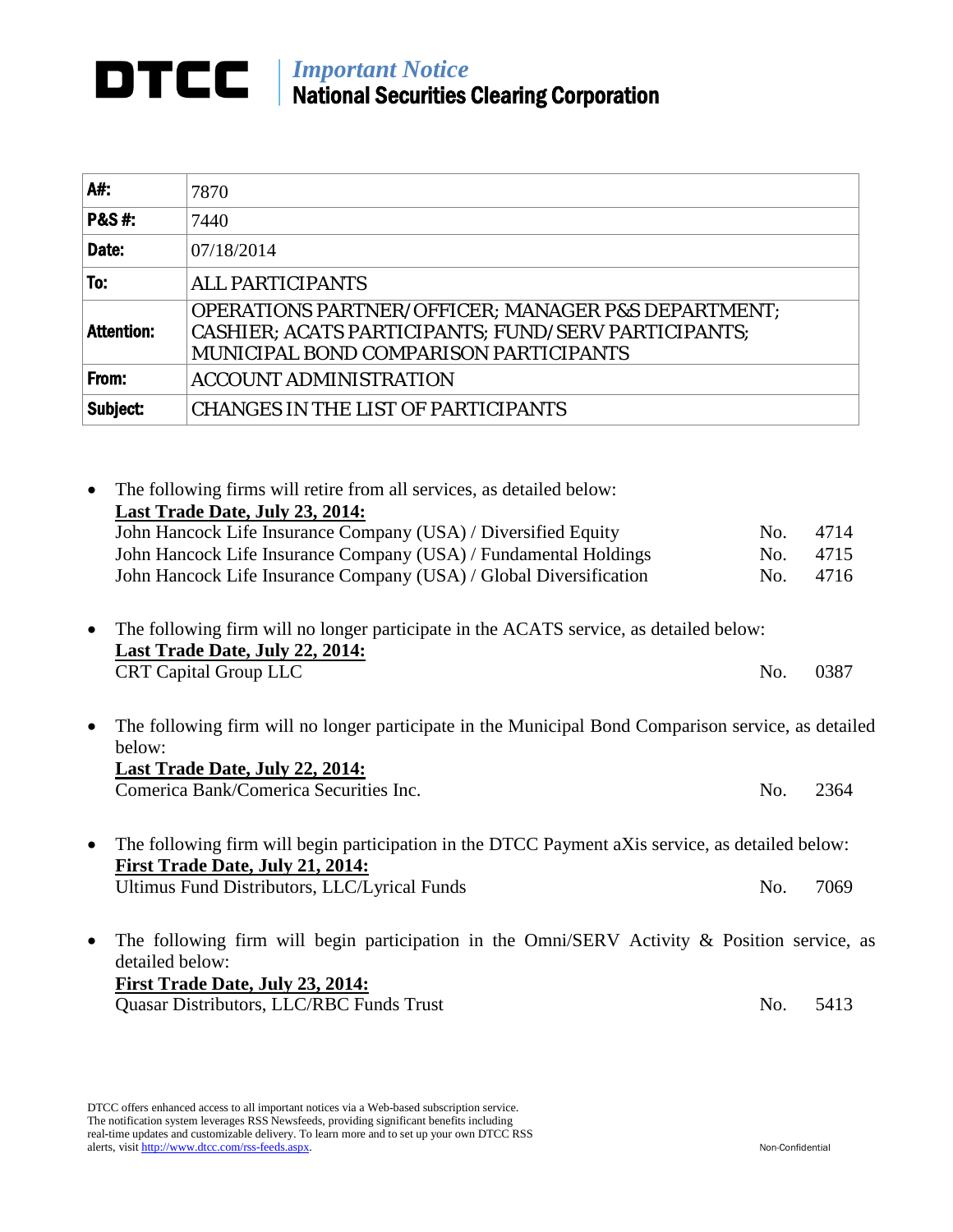# DTCC | *Important Notice* National Securities Clearing Corporation

| | |
|---|---|
| **A#:** | 7870 |
| **P&S #:** | 7440 |
| **Date:** | 07/18/2014 |
| **To:** | ALL PARTICIPANTS |
| **Attention:** | OPERATIONS PARTNER/OFFICER; MANAGER P&S DEPARTMENT; CASHIER; ACATS PARTICIPANTS; FUND/SERV PARTICIPANTS; MUNICIPAL BOND COMPARISON PARTICIPANTS |
| **From:** | ACCOUNT ADMINISTRATION |
| **Subject:** | CHANGES IN THE LIST OF PARTICIPANTS |

- The following firms will retire from all services, as detailed below:
  **Last Trade Date, July 23, 2014:**
  John Hancock Life Insurance Company (USA) / Diversified Equity — No. 4714
  John Hancock Life Insurance Company (USA) / Fundamental Holdings — No. 4715
  John Hancock Life Insurance Company (USA) / Global Diversification — No. 4716

- The following firm will no longer participate in the ACATS service, as detailed below:
  **Last Trade Date, July 22, 2014:**
  CRT Capital Group LLC — No. 0387

- The following firm will no longer participate in the Municipal Bond Comparison service, as detailed below:
  **Last Trade Date, July 22, 2014:**
  Comerica Bank/Comerica Securities Inc. — No. 2364

- The following firm will begin participation in the DTCC Payment aXis service, as detailed below:
  **First Trade Date, July 21, 2014:**
  Ultimus Fund Distributors, LLC/Lyrical Funds — No. 7069

- The following firm will begin participation in the Omni/SERV Activity & Position service, as detailed below:
  **First Trade Date, July 23, 2014:**
  Quasar Distributors, LLC/RBC Funds Trust — No. 5413

DTCC offers enhanced access to all important notices via a Web-based subscription service. The notification system leverages RSS Newsfeeds, providing significant benefits including real-time updates and customizable delivery. To learn more and to set up your own DTCC RSS alerts, visit http://www.dtcc.com/rss-feeds.aspx.

Non-Confidential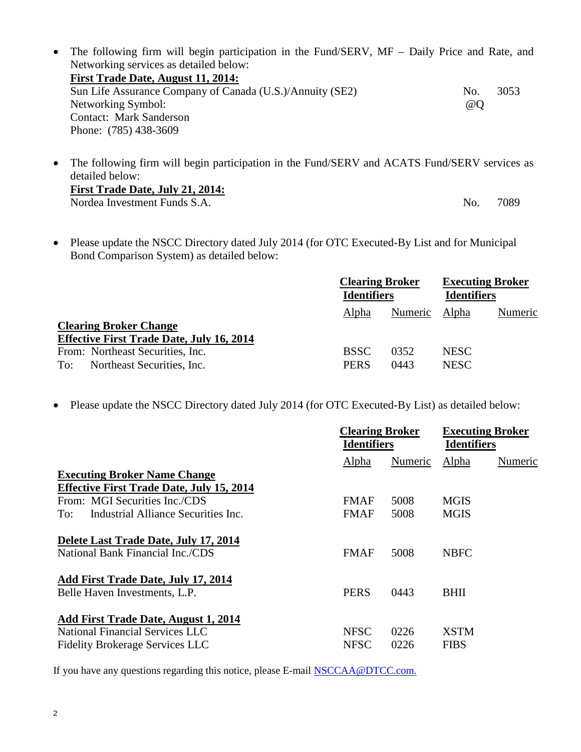- The following firm will begin participation in the Fund/SERV, MF – Daily Price and Rate, and Networking services as detailed below:

  **First Trade Date, August 11, 2014:**

  Sun Life Assurance Company of Canada (U.S.)/Annuity (SE2) No. 3053
  Networking Symbol: @Q
  Contact: Mark Sanderson
  Phone: (785) 438-3609

- The following firm will begin participation in the Fund/SERV and ACATS Fund/SERV services as detailed below:

  **First Trade Date, July 21, 2014:**

  Nordea Investment Funds S.A. No. 7089

- Please update the NSCC Directory dated July 2014 (for OTC Executed-By List and for Municipal Bond Comparison System) as detailed below:

| | Clearing Broker Identifiers | | Executing Broker Identifiers | |
|---|---|---|---|---|
| | Alpha | Numeric | Alpha | Numeric |
| **Clearing Broker Change** | | | | |
| **Effective First Trade Date, July 16, 2014** | | | | |
| From: Northeast Securities, Inc. | BSSC | 0352 | NESC | |
| To: Northeast Securities, Inc. | PERS | 0443 | NESC | |

- Please update the NSCC Directory dated July 2014 (for OTC Executed-By List) as detailed below:

| | Clearing Broker Identifiers | | Executing Broker Identifiers | |
|---|---|---|---|---|
| | Alpha | Numeric | Alpha | Numeric |
| **Executing Broker Name Change** | | | | |
| **Effective First Trade Date, July 15, 2014** | | | | |
| From: MGI Securities Inc./CDS | FMAF | 5008 | MGIS | |
| To: Industrial Alliance Securities Inc. | FMAF | 5008 | MGIS | |
| **Delete Last Trade Date, July 17, 2014** | | | | |
| National Bank Financial Inc./CDS | FMAF | 5008 | NBFC | |
| **Add First Trade Date, July 17, 2014** | | | | |
| Belle Haven Investments, L.P. | PERS | 0443 | BHII | |
| **Add First Trade Date, August 1, 2014** | | | | |
| National Financial Services LLC | NFSC | 0226 | XSTM | |
| Fidelity Brokerage Services LLC | NFSC | 0226 | FIBS | |

If you have any questions regarding this notice, please E-mail NSCCAA@DTCC.com.